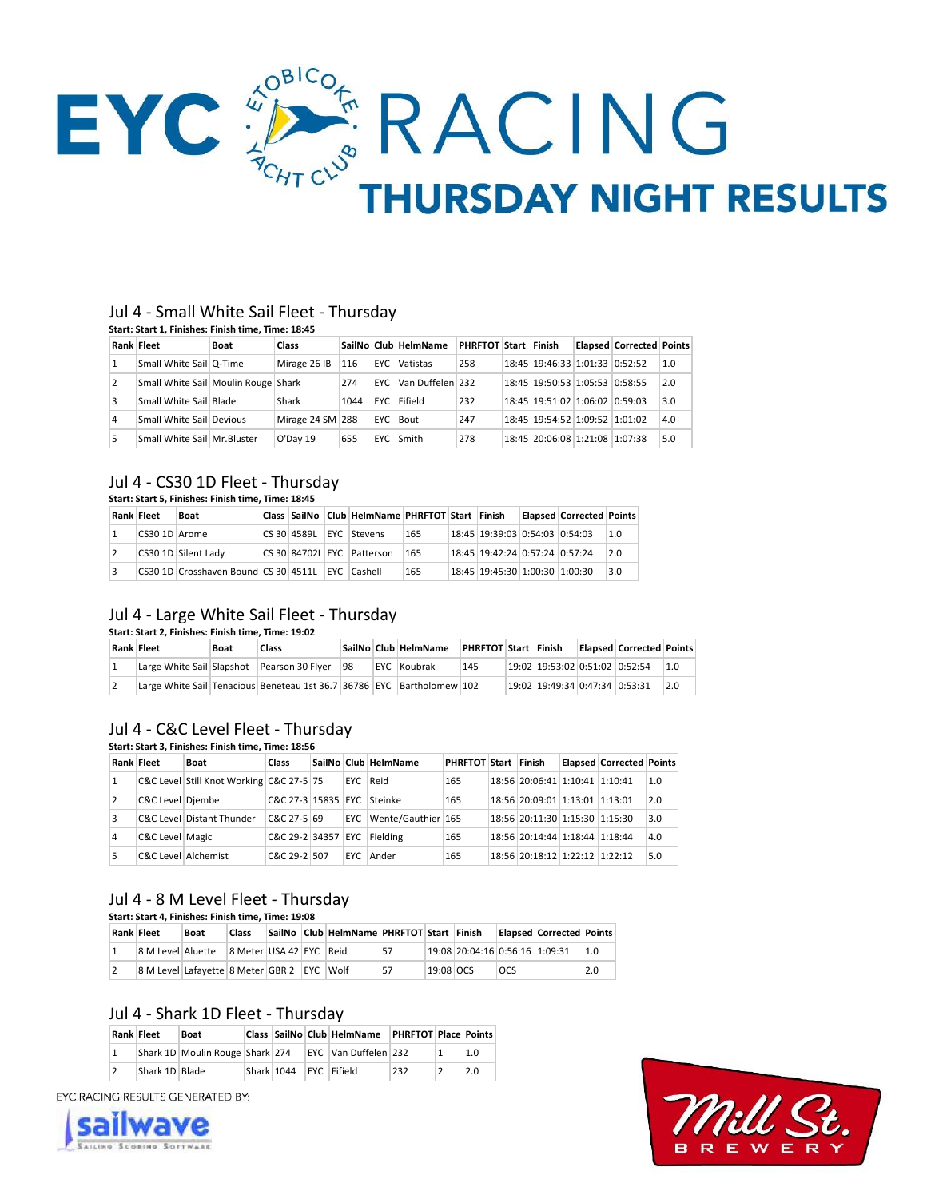# EYC RACING

## THURSDAY NIGHT RESULTS

### Jul 4 - Small White Sail Fleet - Thursday

**Start: Start 1, Finishes: Finish time, Time: 18:45**

| Rank | Fleet | Boat | Class | SailNo | Club | HelmName | PHRFTOT | Start | Finish | Elapsed | Corrected | Points |
|---|---|---|---|---|---|---|---|---|---|---|---|---|
| 1 | Small White Sail | Q-Time | Mirage 26 IB | 116 | EYC | Vatistas | 258 | 18:45 | 19:46:33 | 1:01:33 | 0:52:52 | 1.0 |
| 2 | Small White Sail | Moulin Rouge | Shark | 274 | EYC | Van Duffelen | 232 | 18:45 | 19:50:53 | 1:05:53 | 0:58:55 | 2.0 |
| 3 | Small White Sail | Blade | Shark | 1044 | EYC | Fifield | 232 | 18:45 | 19:51:02 | 1:06:02 | 0:59:03 | 3.0 |
| 4 | Small White Sail | Devious | Mirage 24 SM | 288 | EYC | Bout | 247 | 18:45 | 19:54:52 | 1:09:52 | 1:01:02 | 4.0 |
| 5 | Small White Sail | Mr.Bluster | O'Day 19 | 655 | EYC | Smith | 278 | 18:45 | 20:06:08 | 1:21:08 | 1:07:38 | 5.0 |

### Jul 4 - CS30 1D Fleet - Thursday

**Start: Start 5, Finishes: Finish time, Time: 18:45**

| Rank | Fleet | Boat | Class | SailNo | Club | HelmName | PHRFTOT | Start | Finish | Elapsed | Corrected | Points |
|---|---|---|---|---|---|---|---|---|---|---|---|---|
| 1 | CS30 1D | Arome | CS 30 | 4589L | EYC | Stevens | 165 | 18:45 | 19:39:03 | 0:54:03 | 0:54:03 | 1.0 |
| 2 | CS30 1D | Silent Lady | CS 30 | 84702L | EYC | Patterson | 165 | 18:45 | 19:42:24 | 0:57:24 | 0:57:24 | 2.0 |
| 3 | CS30 1D | Crosshaven Bound | CS 30 | 4511L | EYC | Cashell | 165 | 18:45 | 19:45:30 | 1:00:30 | 1:00:30 | 3.0 |

### Jul 4 - Large White Sail Fleet - Thursday

**Start: Start 2, Finishes: Finish time, Time: 19:02**

| Rank | Fleet | Boat | Class | SailNo | Club | HelmName | PHRFTOT | Start | Finish | Elapsed | Corrected | Points |
|---|---|---|---|---|---|---|---|---|---|---|---|---|
| 1 | Large White Sail | Slapshot | Pearson 30 Flyer | 98 | EYC | Koubrak | 145 | 19:02 | 19:53:02 | 0:51:02 | 0:52:54 | 1.0 |
| 2 | Large White Sail | Tenacious | Beneteau 1st 36.7 | 36786 | EYC | Bartholomew | 102 | 19:02 | 19:49:34 | 0:47:34 | 0:53:31 | 2.0 |

### Jul 4 - C&C Level Fleet - Thursday

**Start: Start 3, Finishes: Finish time, Time: 18:56**

| Rank | Fleet | Boat | Class | SailNo | Club | HelmName | PHRFTOT | Start | Finish | Elapsed | Corrected | Points |
|---|---|---|---|---|---|---|---|---|---|---|---|---|
| 1 | C&C Level | Still Knot Working | C&C 27-5 | 75 | EYC | Reid | 165 | 18:56 | 20:06:41 | 1:10:41 | 1:10:41 | 1.0 |
| 2 | C&C Level | Djembe | C&C 27-3 | 15835 | EYC | Steinke | 165 | 18:56 | 20:09:01 | 1:13:01 | 1:13:01 | 2.0 |
| 3 | C&C Level | Distant Thunder | C&C 27-5 | 69 | EYC | Wente/Gauthier | 165 | 18:56 | 20:11:30 | 1:15:30 | 1:15:30 | 3.0 |
| 4 | C&C Level | Magic | C&C 29-2 | 34357 | EYC | Fielding | 165 | 18:56 | 20:14:44 | 1:18:44 | 1:18:44 | 4.0 |
| 5 | C&C Level | Alchemist | C&C 29-2 | 507 | EYC | Ander | 165 | 18:56 | 20:18:12 | 1:22:12 | 1:22:12 | 5.0 |

### Jul 4 - 8 M Level Fleet - Thursday

**Start: Start 4, Finishes: Finish time, Time: 19:08**

| Rank | Fleet | Boat | Class | SailNo | Club | HelmName | PHRFTOT | Start | Finish | Elapsed | Corrected | Points |
|---|---|---|---|---|---|---|---|---|---|---|---|---|
| 1 | 8 M Level | Aluette | 8 Meter | USA 42 | EYC | Reid | 57 | 19:08 | 20:04:16 | 0:56:16 | 1:09:31 | 1.0 |
| 2 | 8 M Level | Lafayette | 8 Meter | GBR 2 | EYC | Wolf | 57 | 19:08 | OCS | OCS | | 2.0 |

### Jul 4 - Shark 1D Fleet - Thursday

| Rank | Fleet | Boat | Class | SailNo | Club | HelmName | PHRFTOT | Place | Points |
|---|---|---|---|---|---|---|---|---|---|
| 1 | Shark 1D | Moulin Rouge | Shark | 274 | EYC | Van Duffelen | 232 | 1 | 1.0 |
| 2 | Shark 1D | Blade | Shark | 1044 | EYC | Fifield | 232 | 2 | 2.0 |

EYC RACING RESULTS GENERATED BY: sailwave SAILING SCORING SOFTWARE

Mill St. BREWERY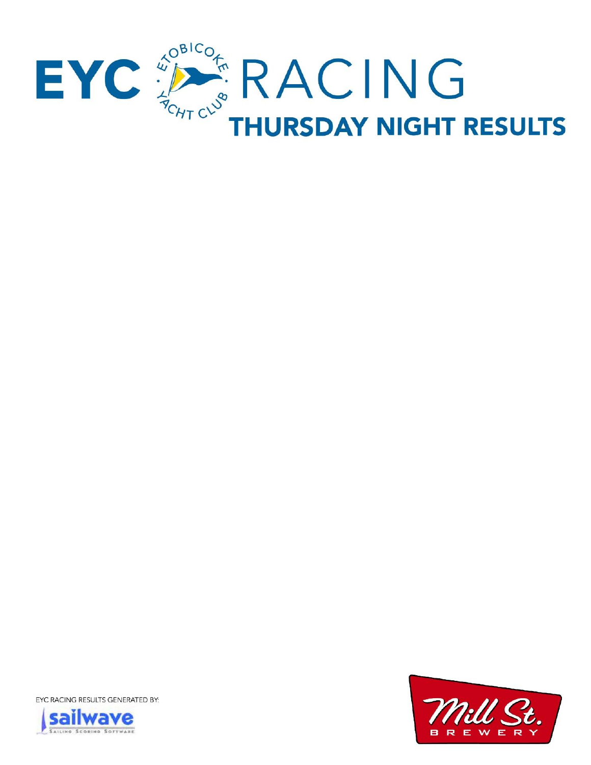# EYC RACING

## THURSDAY NIGHT RESULTS

EYC RACING RESULTS GENERATED BY:

sailwave

Sailing Scoring Software

Mill St.

BREWERY